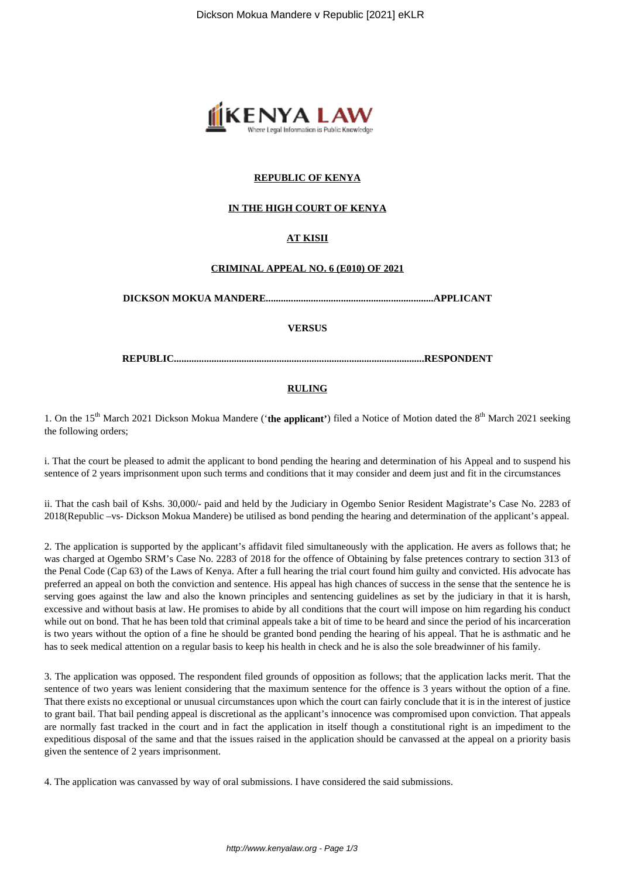**REPUBLIC OF KENYA**

**IN THE HIGH COURT OF KENYA**

**AT KISII**

**CRIMINAL APPEAL NO. 6 (E010) OF 2021**

**DICKSON MOKUA MANDERE..................................................................APPLICANT**

**VERSUS**

**REPUBLIC...................................................................................................RESPONDENT**

**RULING**

1. On the 15th March 2021 Dickson Mokua Mandere ('**the applicant**') filed a Notice of Motion dated the 8th March 2021 seeking the following orders;

i. That the court be pleased to admit the applicant to bond pending the hearing and determination of his Appeal and to suspend his sentence of 2 years imprisonment upon such terms and conditions that it may consider and deem just and fit in the circumstances

ii. That the cash bail of Kshs. 30,000/- paid and held by the Judiciary in Ogembo Senior Resident Magistrate's Case No. 2283 of 2018(Republic –vs- Dickson Mokua Mandere) be utilised as bond pending the hearing and determination of the applicant's appeal.

2. The application is supported by the applicant's affidavit filed simultaneously with the application. He avers as follows that; he was charged at Ogembo SRM's Case No. 2283 of 2018 for the offence of Obtaining by false pretences contrary to section 313 of the Penal Code (Cap 63) of the Laws of Kenya. After a full hearing the trial court found him guilty and convicted. His advocate has preferred an appeal on both the conviction and sentence. His appeal has high chances of success in the sense that the sentence he is serving goes against the law and also the known principles and sentencing guidelines as set by the judiciary in that it is harsh, excessive and without basis at law. He promises to abide by all conditions that the court will impose on him regarding his conduct while out on bond. That he has been told that criminal appeals take a bit of time to be heard and since the period of his incarceration is two years without the option of a fine he should be granted bond pending the hearing of his appeal. That he is asthmatic and he has to seek medical attention on a regular basis to keep his health in check and he is also the sole breadwinner of his family.

3. The application was opposed. The respondent filed grounds of opposition as follows; that the application lacks merit. That the sentence of two years was lenient considering that the maximum sentence for the offence is 3 years without the option of a fine. That there exists no exceptional or unusual circumstances upon which the court can fairly conclude that it is in the interest of justice to grant bail. That bail pending appeal is discretional as the applicant's innocence was compromised upon conviction. That appeals are normally fast tracked in the court and in fact the application in itself though a constitutional right is an impediment to the expeditious disposal of the same and that the issues raised in the application should be canvassed at the appeal on a priority basis given the sentence of 2 years imprisonment.

4. The application was canvassed by way of oral submissions. I have considered the said submissions.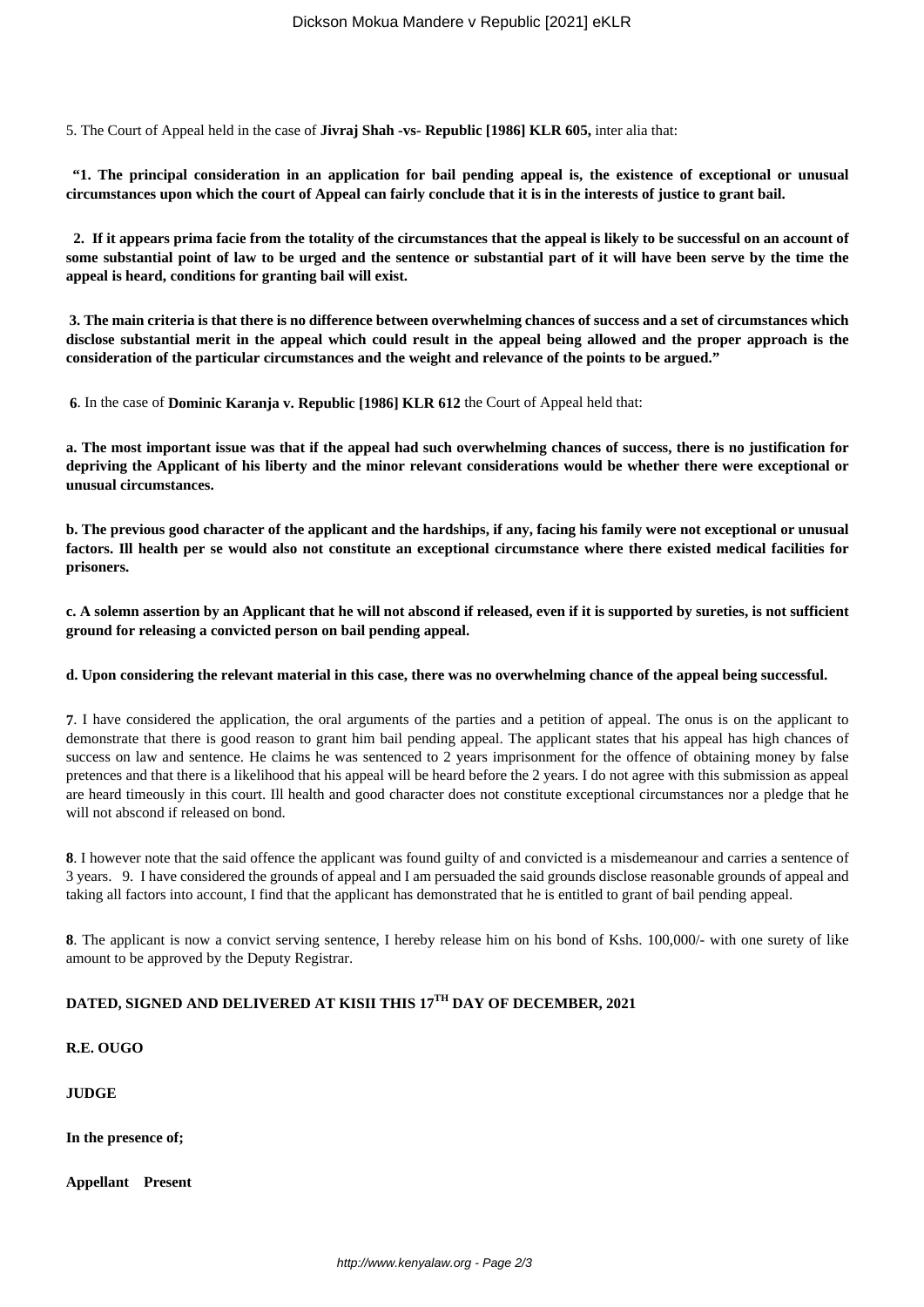5. The Court of Appeal held in the case of **Jivraj Shah -vs- Republic [1986] KLR 605,** inter alia that:

**"1. The principal consideration in an application for bail pending appeal is, the existence of exceptional or unusual circumstances upon which the court of Appeal can fairly conclude that it is in the interests of justice to grant bail.**

**2. If it appears prima facie from the totality of the circumstances that the appeal is likely to be successful on an account of some substantial point of law to be urged and the sentence or substantial part of it will have been serve by the time the appeal is heard, conditions for granting bail will exist.**

**3. The main criteria is that there is no difference between overwhelming chances of success and a set of circumstances which disclose substantial merit in the appeal which could result in the appeal being allowed and the proper approach is the consideration of the particular circumstances and the weight and relevance of the points to be argued."**

**6**. In the case of **Dominic Karanja v. Republic [1986] KLR 612** the Court of Appeal held that:

**a. The most important issue was that if the appeal had such overwhelming chances of success, there is no justification for depriving the Applicant of his liberty and the minor relevant considerations would be whether there were exceptional or unusual circumstances.**

**b. The previous good character of the applicant and the hardships, if any, facing his family were not exceptional or unusual factors. Ill health per se would also not constitute an exceptional circumstance where there existed medical facilities for prisoners.**

**c. A solemn assertion by an Applicant that he will not abscond if released, even if it is supported by sureties, is not sufficient ground for releasing a convicted person on bail pending appeal.**

**d. Upon considering the relevant material in this case, there was no overwhelming chance of the appeal being successful.**

**7**. I have considered the application, the oral arguments of the parties and a petition of appeal. The onus is on the applicant to demonstrate that there is good reason to grant him bail pending appeal. The applicant states that his appeal has high chances of success on law and sentence. He claims he was sentenced to 2 years imprisonment for the offence of obtaining money by false pretences and that there is a likelihood that his appeal will be heard before the 2 years. I do not agree with this submission as appeal are heard timeously in this court. Ill health and good character does not constitute exceptional circumstances nor a pledge that he will not abscond if released on bond.

**8**. I however note that the said offence the applicant was found guilty of and convicted is a misdemeanour and carries a sentence of 3 years. 9. I have considered the grounds of appeal and I am persuaded the said grounds disclose reasonable grounds of appeal and taking all factors into account, I find that the applicant has demonstrated that he is entitled to grant of bail pending appeal.

**8**. The applicant is now a convict serving sentence, I hereby release him on his bond of Kshs. 100,000/- with one surety of like amount to be approved by the Deputy Registrar.

**DATED, SIGNED AND DELIVERED AT KISII THIS 17TH DAY OF DECEMBER, 2021**

**R.E. OUGO**

**JUDGE**

**In the presence of;**

**Appellant Present**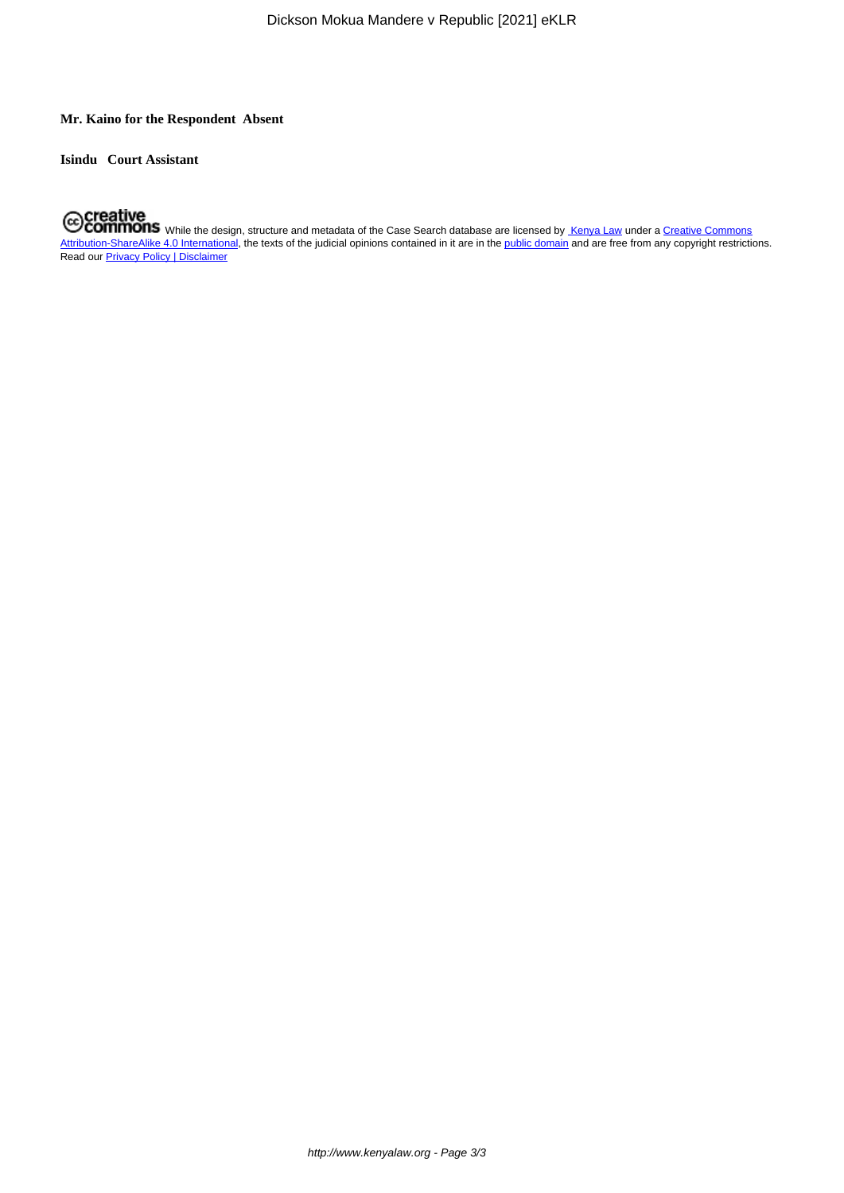**Mr. Kaino for the Respondent Absent**

**Isindu Court Assistant**

While the design, structure and metadata of the Case Search database are licensed by Kenya Law under a Creative Commons Attribution-ShareAlike 4.0 International, the texts of the judicial opinions contained in it are in the public domain and are free from any copyright restrictions. Read our Privacy Policy | Disclaimer